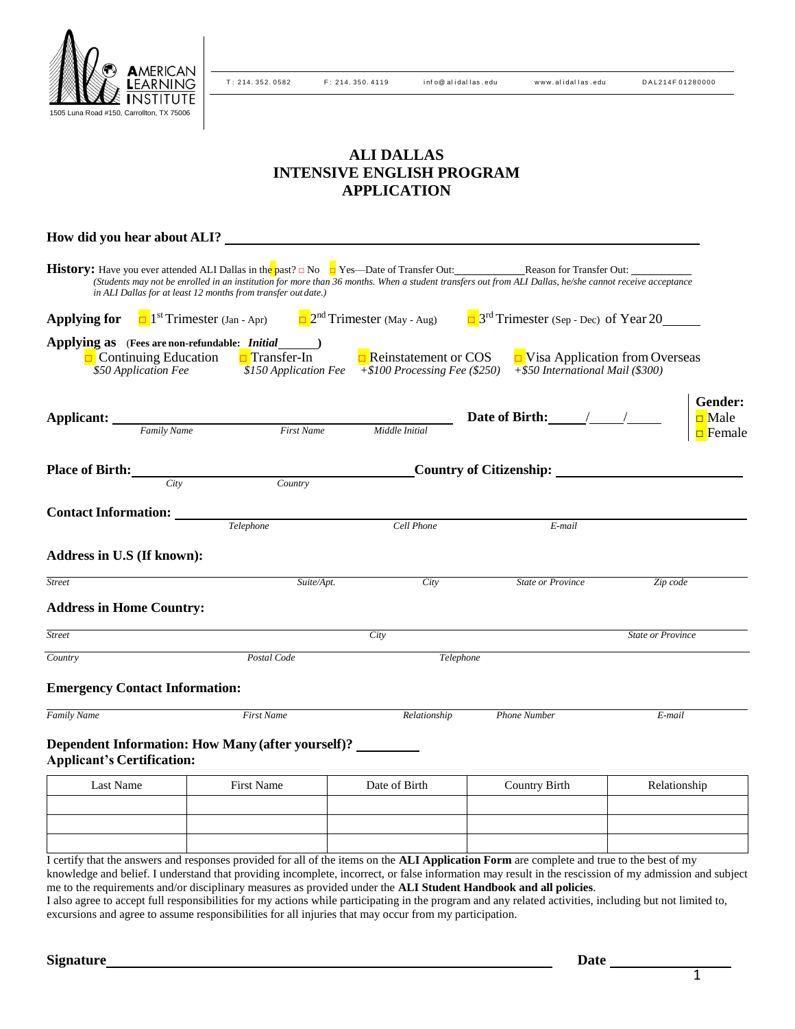AMERICAN LEARNING INSTITUTE
1505 Luna Road #150, Carrollton, TX 75006

T: 214.352.0582 F: 214.350.4119 info@alidallas.edu www.alidallas.edu DAL214F01280000

# ALI DALLAS
# INTENSIVE ENGLISH PROGRAM
# APPLICATION

**How did you hear about ALI?** ______________________________

**History:** Have you ever attended ALI Dallas in the past? □ No □ Yes—Date of Transfer Out:__________ Reason for Transfer Out: __________
*(Students may not be enrolled in an institution for more than 36 months. When a student transfers out from ALI Dallas, he/she cannot receive acceptance in ALI Dallas for at least 12 months from transfer out date.)*

**Applying for** □ 1st Trimester (Jan - Apr) □ 2nd Trimester (May - Aug) □ 3rd Trimester (Sep - Dec) of Year 20_____

**Applying as** (**Fees are non-refundable:** ***Initial*** ______)
□ Continuing Education *$50 Application Fee*
□ Transfer-In *$150 Application Fee*
□ Reinstatement or COS *+$100 Processing Fee ($250)*
□ Visa Application from Overseas *+$50 International Mail ($300)*

**Applicant:** ______________________________
*Family Name* *First Name* *Middle Initial*

**Date of Birth:** _____/_____/_____

**Gender:** □ Male □ Female

**Place of Birth:** ______________________________
*City* *Country*

**Country of Citizenship:** ______________________________

**Contact Information:** ______________________________
*Telephone* *Cell Phone* *E-mail*

**Address in U.S (If known):**

______________________________
*Street* *Suite/Apt.* *City* *State or Province* *Zip code*

**Address in Home Country:**

______________________________
*Street* *City* *State or Province*

______________________________
*Country* *Postal Code* *Telephone*

**Emergency Contact Information:**

______________________________
*Family Name* *First Name* *Relationship* *Phone Number* *E-mail*

**Dependent Information: How Many (after yourself)?** _________

**Applicant's Certification:**

| Last Name | First Name | Date of Birth | Country Birth | Relationship |
|---|---|---|---|---|
| | | | | |
| | | | | |
| | | | | |

I certify that the answers and responses provided for all of the items on the **ALI Application Form** are complete and true to the best of my knowledge and belief. I understand that providing incomplete, incorrect, or false information may result in the rescission of my admission and subject me to the requirements and/or disciplinary measures as provided under the **ALI Student Handbook and all policies**.
I also agree to accept full responsibilities for my actions while participating in the program and any related activities, including but not limited to, excursions and agree to assume responsibilities for all injuries that may occur from my participation.

**Signature** ______________________________ **Date** ______________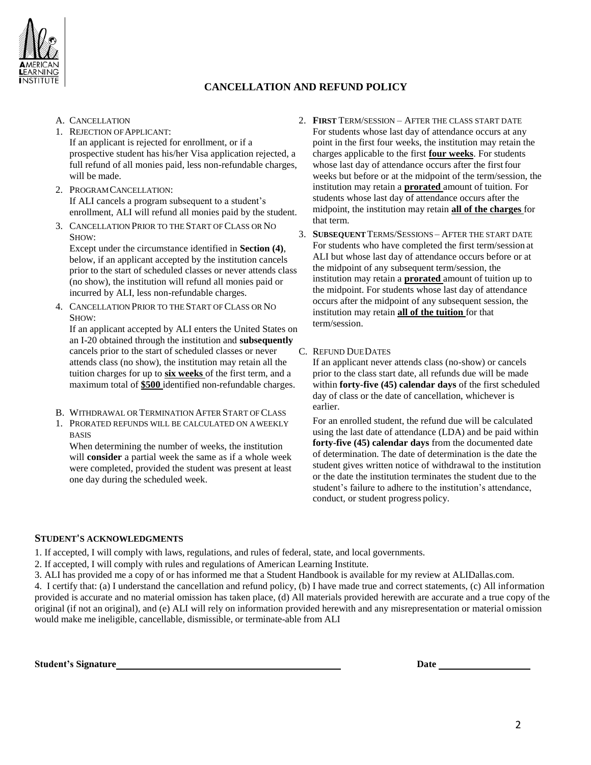# CANCELLATION AND REFUND POLICY

A. CANCELLATION

1. REJECTION OF APPLICANT:
   If an applicant is rejected for enrollment, or if a prospective student has his/her Visa application rejected, a full refund of all monies paid, less non-refundable charges, will be made.

2. PROGRAM CANCELLATION:
   If ALI cancels a program subsequent to a student's enrollment, ALI will refund all monies paid by the student.

3. CANCELLATION PRIOR TO THE START OF CLASS OR NO SHOW:
   Except under the circumstance identified in **Section (4)**, below, if an applicant accepted by the institution cancels prior to the start of scheduled classes or never attends class (no show), the institution will refund all monies paid or incurred by ALI, less non-refundable charges.

4. CANCELLATION PRIOR TO THE START OF CLASS OR NO SHOW:
   If an applicant accepted by ALI enters the United States on an I-20 obtained through the institution and **subsequently** cancels prior to the start of scheduled classes or never attends class (no show), the institution may retain all the tuition charges for up to **six weeks** of the first term, and a maximum total of **$500** identified non-refundable charges.

B. WITHDRAWAL OR TERMINATION AFTER START OF CLASS

1. PRORATED REFUNDS WILL BE CALCULATED ON A WEEKLY BASIS
   When determining the number of weeks, the institution will **consider** a partial week the same as if a whole week were completed, provided the student was present at least one day during the scheduled week.

2. **FIRST** TERM/SESSION – AFTER THE CLASS START DATE
   For students whose last day of attendance occurs at any point in the first four weeks, the institution may retain the charges applicable to the first **four weeks**. For students whose last day of attendance occurs after the first four weeks but before or at the midpoint of the term/session, the institution may retain a **prorated** amount of tuition. For students whose last day of attendance occurs after the midpoint, the institution may retain **all of the charges** for that term.

3. **SUBSEQUENT** TERMS/SESSIONS – AFTER THE START DATE
   For students who have completed the first term/session at ALI but whose last day of attendance occurs before or at the midpoint of any subsequent term/session, the institution may retain a **prorated** amount of tuition up to the midpoint. For students whose last day of attendance occurs after the midpoint of any subsequent session, the institution may retain **all of the tuition** for that term/session.

C. REFUND DUE DATES

If an applicant never attends class (no-show) or cancels prior to the class start date, all refunds due will be made within **forty-five (45) calendar days** of the first scheduled day of class or the date of cancellation, whichever is earlier.

For an enrolled student, the refund due will be calculated using the last date of attendance (LDA) and be paid within **forty-five (45) calendar days** from the documented date of determination. The date of determination is the date the student gives written notice of withdrawal to the institution or the date the institution terminates the student due to the student's failure to adhere to the institution's attendance, conduct, or student progress policy.

## STUDENT'S ACKNOWLEDGMENTS

1. If accepted, I will comply with laws, regulations, and rules of federal, state, and local governments.
2. If accepted, I will comply with rules and regulations of American Learning Institute.
3. ALI has provided me a copy of or has informed me that a Student Handbook is available for my review at ALIDallas.com.
4. I certify that: (a) I understand the cancellation and refund policy, (b) I have made true and correct statements, (c) All information provided is accurate and no material omission has taken place, (d) All materials provided herewith are accurate and a true copy of the original (if not an original), and (e) ALI will rely on information provided herewith and any misrepresentation or material omission would make me ineligible, cancellable, dismissible, or terminate-able from ALI

**Student's Signature** ______________________________ **Date** ______________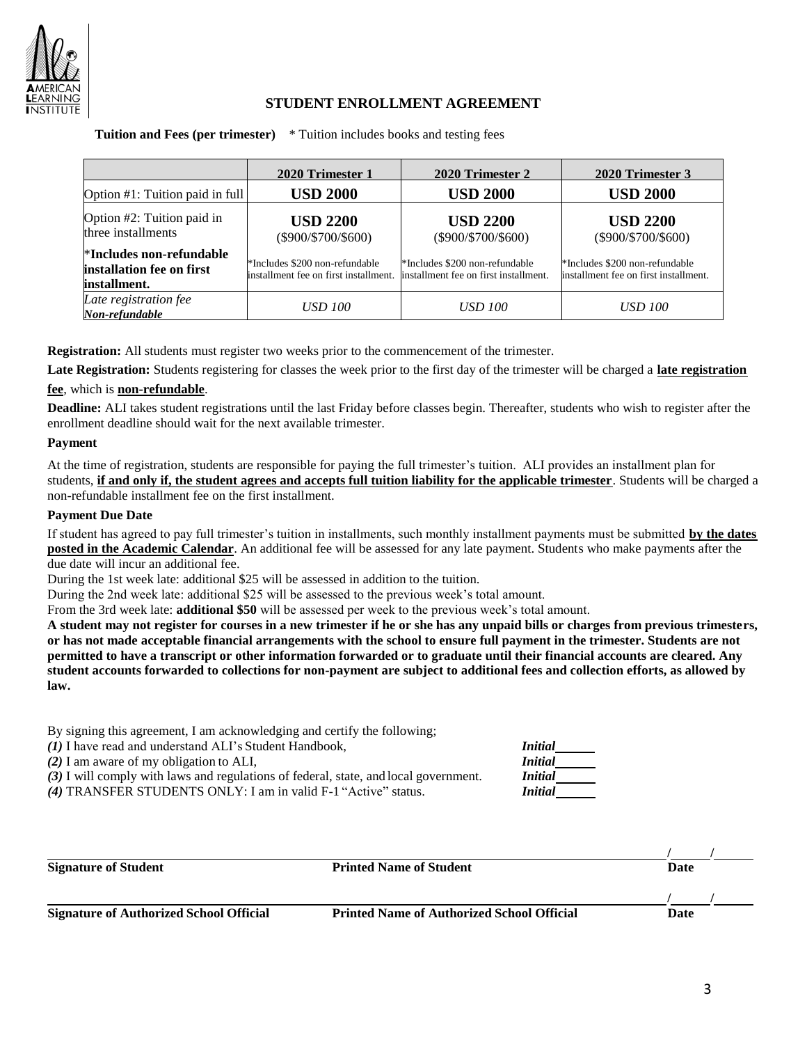## STUDENT ENROLLMENT AGREEMENT

**Tuition and Fees (per trimester)** * Tuition includes books and testing fees

| | 2020 Trimester 1 | 2020 Trimester 2 | 2020 Trimester 3 |
|---|---|---|---|
| Option #1: Tuition paid in full | **USD 2000** | **USD 2000** | **USD 2000** |
| Option #2: Tuition paid in three installments | **USD 2200** ($900/$700/$600) | **USD 2200** ($900/$700/$600) | **USD 2200** ($900/$700/$600) |
| ***Includes non-refundable installation fee on first installment.** | *Includes $200 non-refundable installment fee on first installment. | *Includes $200 non-refundable installment fee on first installment. | *Includes $200 non-refundable installment fee on first installment. |
| *Late registration fee* ***Non-refundable*** | *USD 100* | *USD 100* | *USD 100* |

**Registration:** All students must register two weeks prior to the commencement of the trimester.

**Late Registration:** Students registering for classes the week prior to the first day of the trimester will be charged a **late registration fee**, which is **non-refundable**.

**Deadline:** ALI takes student registrations until the last Friday before classes begin. Thereafter, students who wish to register after the enrollment deadline should wait for the next available trimester.

**Payment**

At the time of registration, students are responsible for paying the full trimester's tuition. ALI provides an installment plan for students, **if and only if, the student agrees and accepts full tuition liability for the applicable trimester**. Students will be charged a non-refundable installment fee on the first installment.

**Payment Due Date**

If student has agreed to pay full trimester's tuition in installments, such monthly installment payments must be submitted **by the dates posted in the Academic Calendar**. An additional fee will be assessed for any late payment. Students who make payments after the due date will incur an additional fee.

During the 1st week late: additional $25 will be assessed in addition to the tuition.

During the 2nd week late: additional $25 will be assessed to the previous week's total amount.

From the 3rd week late: **additional $50** will be assessed per week to the previous week's total amount.

**A student may not register for courses in a new trimester if he or she has any unpaid bills or charges from previous trimesters, or has not made acceptable financial arrangements with the school to ensure full payment in the trimester. Students are not permitted to have a transcript or other information forwarded or to graduate until their financial accounts are cleared. Any student accounts forwarded to collections for non-payment are subject to additional fees and collection efforts, as allowed by law.**

By signing this agreement, I am acknowledging and certify the following;

*(1)* I have read and understand ALI's Student Handbook, ***Initial______***

*(2)* I am aware of my obligation to ALI, ***Initial______***

*(3)* I will comply with laws and regulations of federal, state, and local government. ***Initial______***

*(4)* TRANSFER STUDENTS ONLY: I am in valid F-1 "Active" status. ***Initial______***

______________________ ______________________ ____/____/____

**Signature of Student** **Printed Name of Student** **Date**

______________________ ______________________ ____/____/____

**Signature of Authorized School Official** **Printed Name of Authorized School Official** **Date**